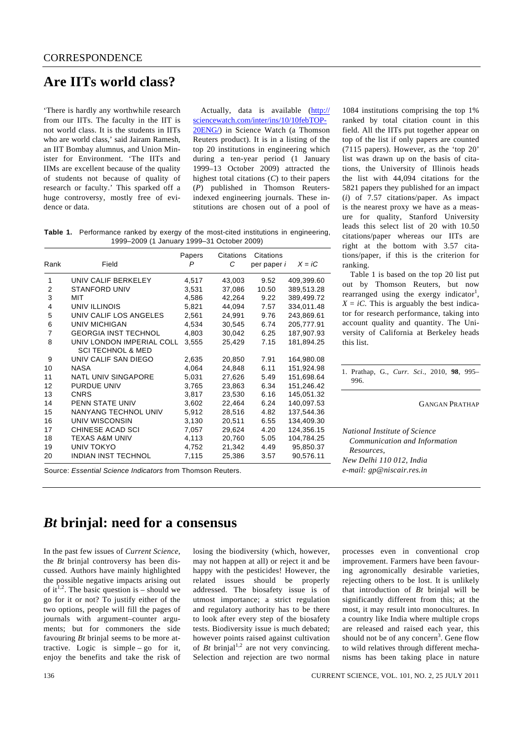CORRESPONDENCE

# Are IITs world class?

'There is hardly any worthwhile research from our IITs. The faculty in the IIT is not world class. It is the students in IITs who are world class,' said Jairam Ramesh, an IIT Bombay alumnus, and Union Minister for Environment. 'The IITs and IIMs are excellent because of the quality of students not because of quality of research or faculty.' This sparked off a huge controversy, mostly free of evidence or data.

Actually, data is available (http://sciencewatch.com/inter/ins/10/10febTOP20ENG/) in Science Watch (a Thomson Reuters product). It is in a listing of the top 20 institutions in engineering which during a ten-year period (1 January 1999–13 October 2009) attracted the highest total citations ($C$) to their papers ($P$) published in Thomson Reuters-indexed engineering journals. These institutions are chosen out of a pool of 1084 institutions comprising the top 1% ranked by total citation count in this field. All the IITs put together appear on top of the list if only papers are counted (7115 papers). However, as the 'top 20' list was drawn up on the basis of citations, the University of Illinois heads the list with 44,094 citations for the 5821 papers they published for an impact ($i$) of 7.57 citations/paper. As impact is the nearest proxy we have as a measure for quality, Stanford University leads this select list of 20 with 10.50 citations/paper whereas our IITs are right at the bottom with 3.57 citations/paper, if this is the criterion for ranking.

**Table 1.** Performance ranked by exergy of the most-cited institutions in engineering, 1999–2009 (1 January 1999–31 October 2009)

| Rank | Field | Papers $P$ | Citations $C$ | Citations per paper $i$ | $X = iC$ |
|---|---|---|---|---|---|
| 1 | UNIV CALIF BERKELEY | 4,517 | 43,003 | 9.52 | 409,399.60 |
| 2 | STANFORD UNIV | 3,531 | 37,086 | 10.50 | 389,513.28 |
| 3 | MIT | 4,586 | 42,264 | 9.22 | 389,499.72 |
| 4 | UNIV ILLINOIS | 5,821 | 44,094 | 7.57 | 334,011.48 |
| 5 | UNIV CALIF LOS ANGELES | 2,561 | 24,991 | 9.76 | 243,869.61 |
| 6 | UNIV MICHIGAN | 4,534 | 30,545 | 6.74 | 205,777.91 |
| 7 | GEORGIA INST TECHNOL | 4,803 | 30,042 | 6.25 | 187,907.93 |
| 8 | UNIV LONDON IMPERIAL COLL SCI TECHNOL & MED | 3,555 | 25,429 | 7.15 | 181,894.25 |
| 9 | UNIV CALIF SAN DIEGO | 2,635 | 20,850 | 7.91 | 164,980.08 |
| 10 | NASA | 4,064 | 24,848 | 6.11 | 151,924.98 |
| 11 | NATL UNIV SINGAPORE | 5,031 | 27,626 | 5.49 | 151,698.64 |
| 12 | PURDUE UNIV | 3,765 | 23,863 | 6.34 | 151,246.42 |
| 13 | CNRS | 3,817 | 23,530 | 6.16 | 145,051.32 |
| 14 | PENN STATE UNIV | 3,602 | 22,464 | 6.24 | 140,097.53 |
| 15 | NANYANG TECHNOL UNIV | 5,912 | 28,516 | 4.82 | 137,544.36 |
| 16 | UNIV WISCONSIN | 3,130 | 20,511 | 6.55 | 134,409.30 |
| 17 | CHINESE ACAD SCI | 7,057 | 29,624 | 4.20 | 124,356.15 |
| 18 | TEXAS A&M UNIV | 4,113 | 20,760 | 5.05 | 104,784.25 |
| 19 | UNIV TOKYO | 4,752 | 21,342 | 4.49 | 95,850.37 |
| 20 | INDIAN INST TECHNOL | 7,115 | 25,386 | 3.57 | 90,576.11 |

Source: *Essential Science Indicators* from Thomson Reuters.

Table 1 is based on the top 20 list put out by Thomson Reuters, but now rearranged using the exergy indicator[1], $X = iC$. This is arguably the best indicator for research performance, taking into account quality and quantity. The University of California at Berkeley heads this list.

1. Prathap, G., *Curr. Sci.*, 2010, **98**, 995–996.

GANGAN PRATHAP

*National Institute of Science Communication and Information Resources,*
*New Delhi 110 012, India*
*e-mail: gp@niscair.res.in*

# *Bt* brinjal: need for a consensus

In the past few issues of *Current Science*, the *Bt* brinjal controversy has been discussed. Authors have mainly highlighted the possible negative impacts arising out of it[1,2]. The basic question is – should we go for it or not? To justify either of the two options, people will fill the pages of journals with argument–counter arguments; but for commoners the side favouring *Bt* brinjal seems to be more attractive. Logic is simple – go for it, enjoy the benefits and take the risk of losing the biodiversity (which, however, may not happen at all) or reject it and be happy with the pesticides! However, the related issues should be properly addressed. The biosafety issue is of utmost importance; a strict regulation and regulatory authority has to be there to look after every step of the biosafety tests. Biodiversity issue is much debated; however points raised against cultivation of *Bt* brinjal[1,2] are not very convincing. Selection and rejection are two normal processes even in conventional crop improvement. Farmers have been favouring agronomically desirable varieties, rejecting others to be lost. It is unlikely that introduction of *Bt* brinjal will be significantly different from this; at the most, it may result into monocultures. In a country like India where multiple crops are released and raised each year, this should not be of any concern[3]. Gene flow to wild relatives through different mechanisms has been taking place in nature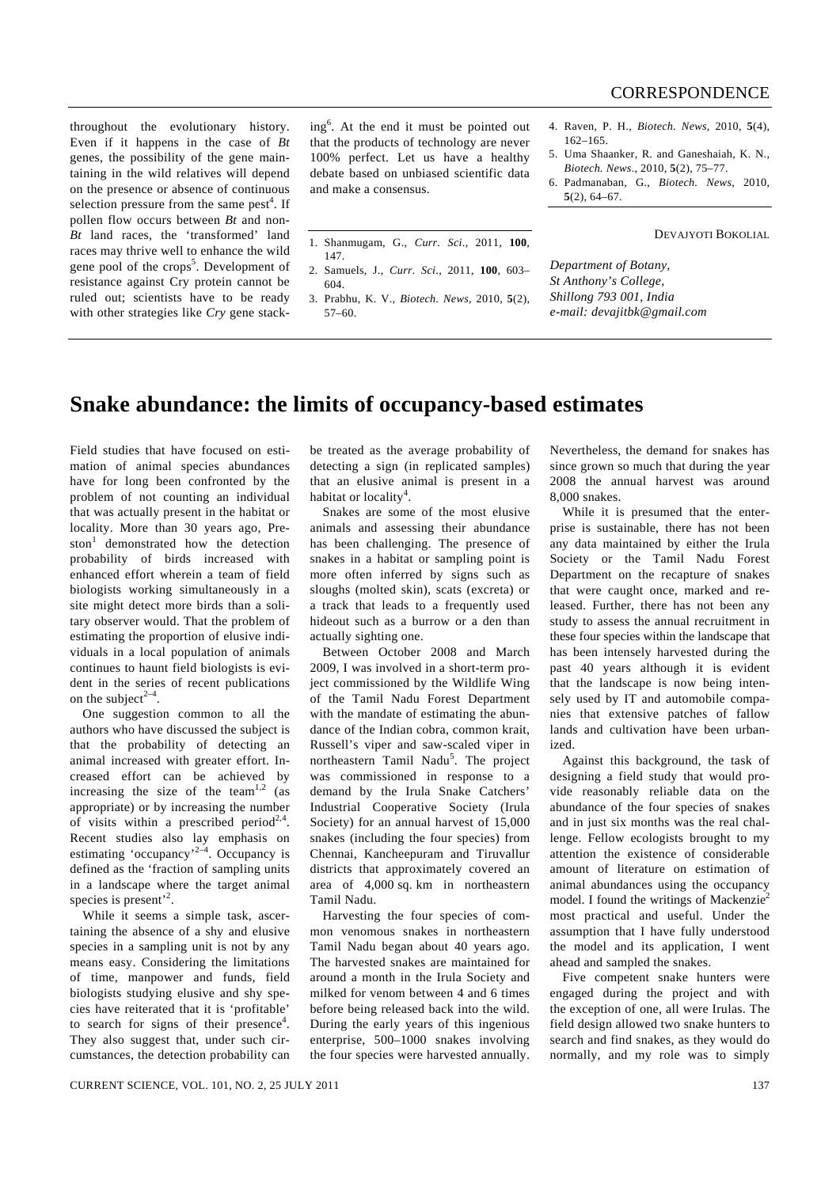throughout the evolutionary history. Even if it happens in the case of *Bt* genes, the possibility of the gene maintaining in the wild relatives will depend on the presence or absence of continuous selection pressure from the same pest[4]. If pollen flow occurs between *Bt* and non-*Bt* land races, the 'transformed' land races may thrive well to enhance the wild gene pool of the crops[5]. Development of resistance against Cry protein cannot be ruled out; scientists have to be ready with other strategies like *Cry* gene stacking[6]. At the end it must be pointed out that the products of technology are never 100% perfect. Let us have a healthy debate based on unbiased scientific data and make a consensus.

1. Shanmugam, G., *Curr. Sci*., 2011, **100**, 147.
2. Samuels, J., *Curr. Sci*., 2011, **100**, 603–604.
3. Prabhu, K. V., *Biotech. News*, 2010, **5**(2), 57–60.
4. Raven, P. H., *Biotech. News*, 2010, **5**(4), 162–165.
5. Uma Shaanker, R. and Ganeshaiah, K. N., *Biotech. News*., 2010, **5**(2), 75–77.
6. Padmanaban, G., *Biotech. News*, 2010, **5**(2), 64–67.

DEVAJYOTI BOKOLIAL

*Department of Botany,*
*St Anthony's College,*
*Shillong 793 001, India*
*e-mail: devajitbk@gmail.com*

# Snake abundance: the limits of occupancy-based estimates

Field studies that have focused on estimation of animal species abundances have for long been confronted by the problem of not counting an individual that was actually present in the habitat or locality. More than 30 years ago, Preston[1] demonstrated how the detection probability of birds increased with enhanced effort wherein a team of field biologists working simultaneously in a site might detect more birds than a solitary observer would. That the problem of estimating the proportion of elusive individuals in a local population of animals continues to haunt field biologists is evident in the series of recent publications on the subject[2–4].

One suggestion common to all the authors who have discussed the subject is that the probability of detecting an animal increased with greater effort. Increased effort can be achieved by increasing the size of the team[1,2] (as appropriate) or by increasing the number of visits within a prescribed period[2,4]. Recent studies also lay emphasis on estimating 'occupancy'[2–4]. Occupancy is defined as the 'fraction of sampling units in a landscape where the target animal species is present'[2].

While it seems a simple task, ascertaining the absence of a shy and elusive species in a sampling unit is not by any means easy. Considering the limitations of time, manpower and funds, field biologists studying elusive and shy species have reiterated that it is 'profitable' to search for signs of their presence[4]. They also suggest that, under such circumstances, the detection probability can be treated as the average probability of detecting a sign (in replicated samples) that an elusive animal is present in a habitat or locality[4].

Snakes are some of the most elusive animals and assessing their abundance has been challenging. The presence of snakes in a habitat or sampling point is more often inferred by signs such as sloughs (molted skin), scats (excreta) or a track that leads to a frequently used hideout such as a burrow or a den than actually sighting one.

Between October 2008 and March 2009, I was involved in a short-term project commissioned by the Wildlife Wing of the Tamil Nadu Forest Department with the mandate of estimating the abundance of the Indian cobra, common krait, Russell's viper and saw-scaled viper in northeastern Tamil Nadu[5]. The project was commissioned in response to a demand by the Irula Snake Catchers' Industrial Cooperative Society (Irula Society) for an annual harvest of 15,000 snakes (including the four species) from Chennai, Kancheepuram and Tiruvallur districts that approximately covered an area of 4,000 sq. km in northeastern Tamil Nadu.

Harvesting the four species of common venomous snakes in northeastern Tamil Nadu began about 40 years ago. The harvested snakes are maintained for around a month in the Irula Society and milked for venom between 4 and 6 times before being released back into the wild. During the early years of this ingenious enterprise, 500–1000 snakes involving the four species were harvested annually. Nevertheless, the demand for snakes has since grown so much that during the year 2008 the annual harvest was around 8,000 snakes.

While it is presumed that the enterprise is sustainable, there has not been any data maintained by either the Irula Society or the Tamil Nadu Forest Department on the recapture of snakes that were caught once, marked and released. Further, there has not been any study to assess the annual recruitment in these four species within the landscape that has been intensely harvested during the past 40 years although it is evident that the landscape is now being intensely used by IT and automobile companies that extensive patches of fallow lands and cultivation have been urbanized.

Against this background, the task of designing a field study that would provide reasonably reliable data on the abundance of the four species of snakes and in just six months was the real challenge. Fellow ecologists brought to my attention the existence of considerable amount of literature on estimation of animal abundances using the occupancy model. I found the writings of Mackenzie[2] most practical and useful. Under the assumption that I have fully understood the model and its application, I went ahead and sampled the snakes.

Five competent snake hunters were engaged during the project and with the exception of one, all were Irulas. The field design allowed two snake hunters to search and find snakes, as they would do normally, and my role was to simply